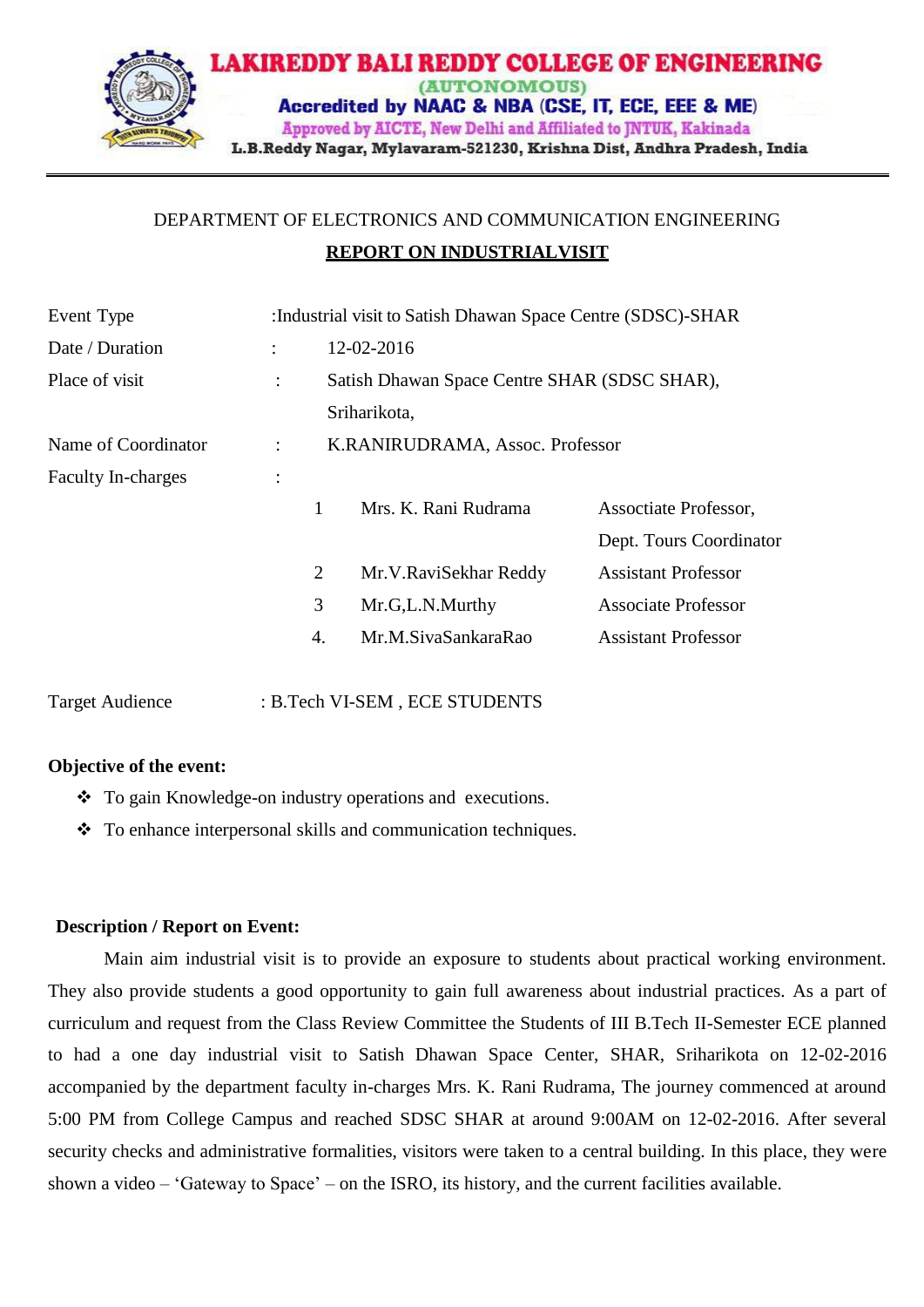# LAKIREDDY BALI REDDY COLLEGE OF ENGINEERING

(AUTONOMOUS)

Accredited by NAAC & NBA (CSE, IT, ECE, EEE & ME)

Approved by AICTE, New Delhi and Affiliated to JNTUK, Kakinada

L.B.Reddy Nagar, Mylavaram-521230, Krishna Dist, Andhra Pradesh, India

DEPARTMENT OF ELECTRONICS AND COMMUNICATION ENGINEERING

## REPORT ON INDUSTRIALVISIT

| | | | | |
|---|---|---|---|---|
| Event Type | :Industrial visit to Satish Dhawan Space Centre (SDSC)-SHAR | | | |
| Date / Duration | : | 12-02-2016 | | |
| Place of visit | : | Satish Dhawan Space Centre SHAR (SDSC SHAR), Sriharikota, | | |
| Name of Coordinator | : | K.RANIRUDRAMA, Assoc. Professor | | |
| Faculty In-charges | : | | | |
| | | 1 | Mrs. K. Rani Rudrama | Assoctiate Professor, Dept. Tours Coordinator |
| | | 2 | Mr.V.RaviSekhar Reddy | Assistant Professor |
| | | 3 | Mr.G,L.N.Murthy | Associate Professor |
| | | 4. | Mr.M.SivaSankaraRao | Assistant Professor |
| Target Audience | : B.Tech VI-SEM , ECE STUDENTS | | | |

**Objective of the event:**

- To gain Knowledge-on industry operations and executions.
- To enhance interpersonal skills and communication techniques.

**Description / Report on Event:**

Main aim industrial visit is to provide an exposure to students about practical working environment. They also provide students a good opportunity to gain full awareness about industrial practices. As a part of curriculum and request from the Class Review Committee the Students of III B.Tech II-Semester ECE planned to had a one day industrial visit to Satish Dhawan Space Center, SHAR, Sriharikota on 12-02-2016 accompanied by the department faculty in-charges Mrs. K. Rani Rudrama, The journey commenced at around 5:00 PM from College Campus and reached SDSC SHAR at around 9:00AM on 12-02-2016. After several security checks and administrative formalities, visitors were taken to a central building. In this place, they were shown a video – 'Gateway to Space' – on the ISRO, its history, and the current facilities available.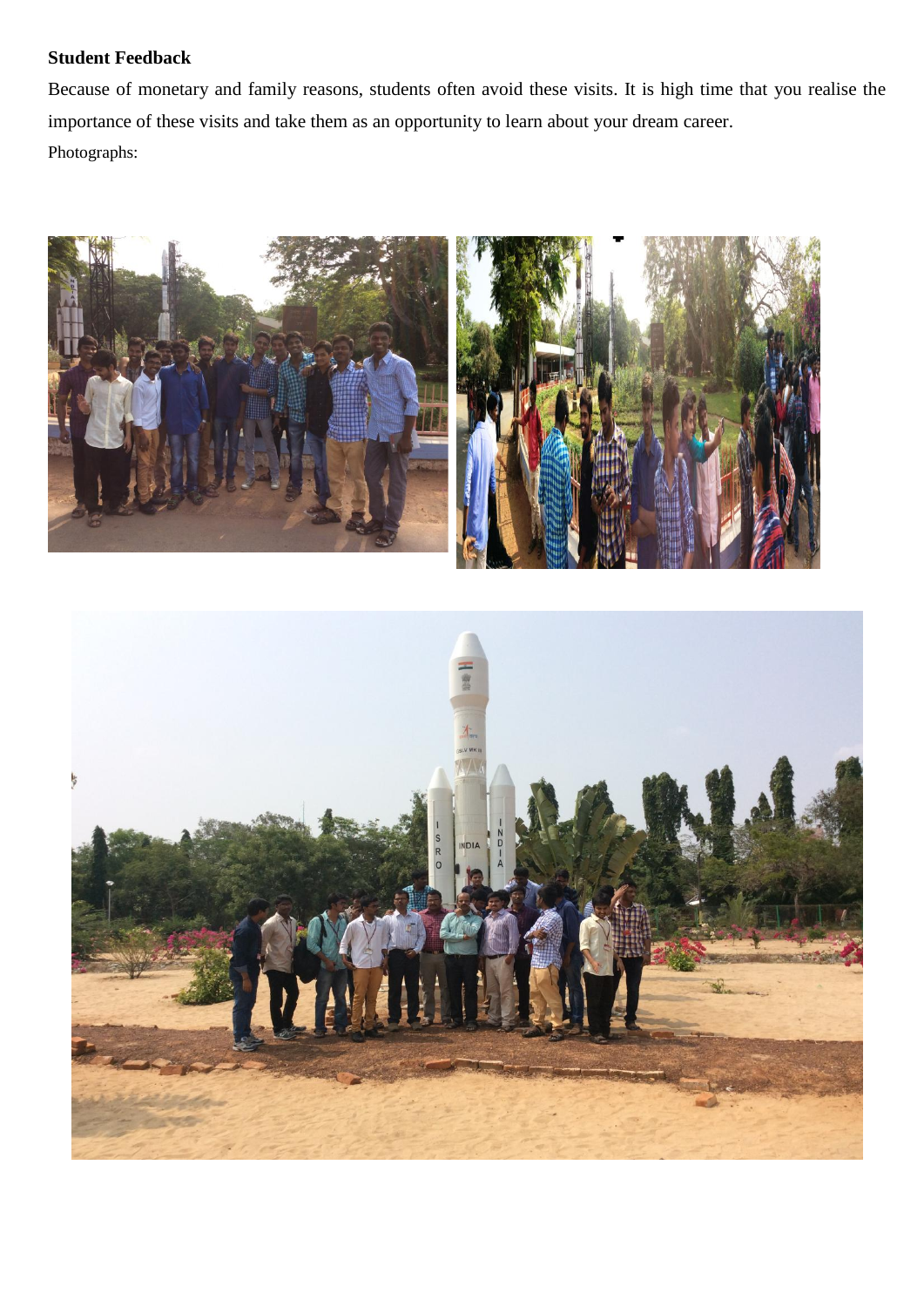**Student Feedback**

Because of monetary and family reasons, students often avoid these visits. It is high time that you realise the importance of these visits and take them as an opportunity to learn about your dream career.

Photographs: